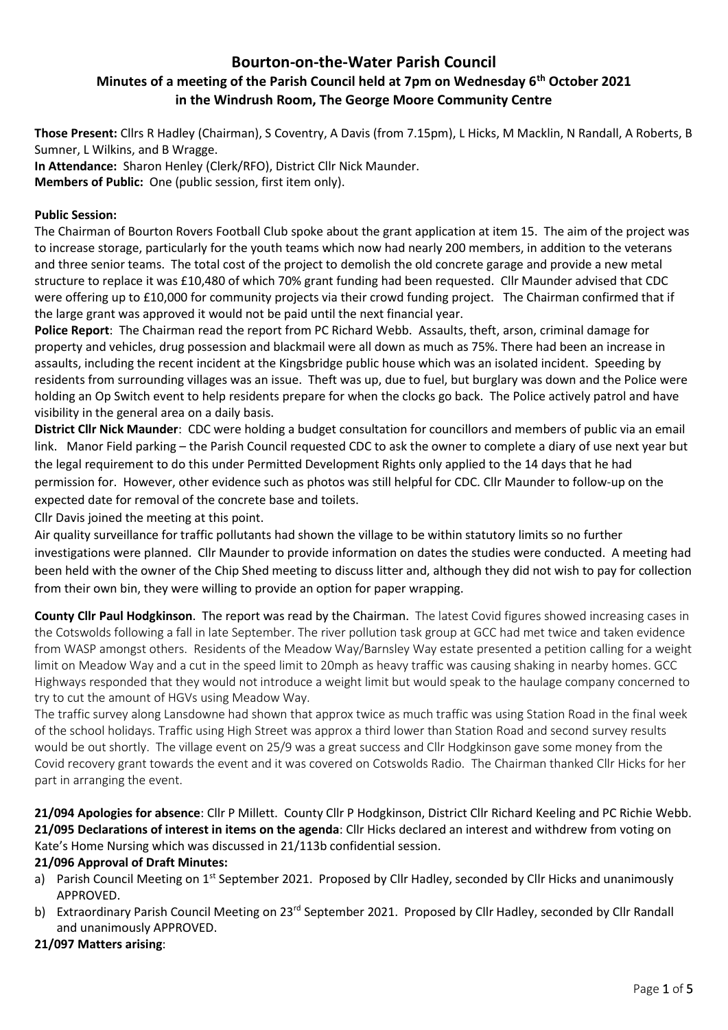# Bourton-on-the-Water Parish Council

## Minutes of a meeting of the Parish Council held at 7pm on Wednesday 6th October 2021 in the Windrush Room, The George Moore Community Centre

**Those Present:** Cllrs R Hadley (Chairman), S Coventry, A Davis (from 7.15pm), L Hicks, M Macklin, N Randall, A Roberts, B Sumner, L Wilkins, and B Wragge.

**In Attendance:** Sharon Henley (Clerk/RFO), District Cllr Nick Maunder.

**Members of Public:** One (public session, first item only).

**Public Session:**

The Chairman of Bourton Rovers Football Club spoke about the grant application at item 15. The aim of the project was to increase storage, particularly for the youth teams which now had nearly 200 members, in addition to the veterans and three senior teams. The total cost of the project to demolish the old concrete garage and provide a new metal structure to replace it was £10,480 of which 70% grant funding had been requested. Cllr Maunder advised that CDC were offering up to £10,000 for community projects via their crowd funding project. The Chairman confirmed that if the large grant was approved it would not be paid until the next financial year.

**Police Report**: The Chairman read the report from PC Richard Webb. Assaults, theft, arson, criminal damage for property and vehicles, drug possession and blackmail were all down as much as 75%. There had been an increase in assaults, including the recent incident at the Kingsbridge public house which was an isolated incident. Speeding by residents from surrounding villages was an issue. Theft was up, due to fuel, but burglary was down and the Police were holding an Op Switch event to help residents prepare for when the clocks go back. The Police actively patrol and have visibility in the general area on a daily basis.

**District Cllr Nick Maunder**: CDC were holding a budget consultation for councillors and members of public via an email link. Manor Field parking – the Parish Council requested CDC to ask the owner to complete a diary of use next year but the legal requirement to do this under Permitted Development Rights only applied to the 14 days that he had permission for. However, other evidence such as photos was still helpful for CDC. Cllr Maunder to follow-up on the expected date for removal of the concrete base and toilets.

Cllr Davis joined the meeting at this point.

Air quality surveillance for traffic pollutants had shown the village to be within statutory limits so no further investigations were planned. Cllr Maunder to provide information on dates the studies were conducted. A meeting had been held with the owner of the Chip Shed meeting to discuss litter and, although they did not wish to pay for collection from their own bin, they were willing to provide an option for paper wrapping.

**County Cllr Paul Hodgkinson**. The report was read by the Chairman. The latest Covid figures showed increasing cases in the Cotswolds following a fall in late September. The river pollution task group at GCC had met twice and taken evidence from WASP amongst others. Residents of the Meadow Way/Barnsley Way estate presented a petition calling for a weight limit on Meadow Way and a cut in the speed limit to 20mph as heavy traffic was causing shaking in nearby homes. GCC Highways responded that they would not introduce a weight limit but would speak to the haulage company concerned to try to cut the amount of HGVs using Meadow Way.

The traffic survey along Lansdowne had shown that approx twice as much traffic was using Station Road in the final week of the school holidays. Traffic using High Street was approx a third lower than Station Road and second survey results would be out shortly. The village event on 25/9 was a great success and Cllr Hodgkinson gave some money from the Covid recovery grant towards the event and it was covered on Cotswolds Radio. The Chairman thanked Cllr Hicks for her part in arranging the event.

**21/094 Apologies for absence**: Cllr P Millett. County Cllr P Hodgkinson, District Cllr Richard Keeling and PC Richie Webb.

**21/095 Declarations of interest in items on the agenda**: Cllr Hicks declared an interest and withdrew from voting on Kate's Home Nursing which was discussed in 21/113b confidential session.

**21/096 Approval of Draft Minutes:**

a) Parish Council Meeting on 1st September 2021. Proposed by Cllr Hadley, seconded by Cllr Hicks and unanimously APPROVED.
b) Extraordinary Parish Council Meeting on 23rd September 2021. Proposed by Cllr Hadley, seconded by Cllr Randall and unanimously APPROVED.

**21/097 Matters arising**: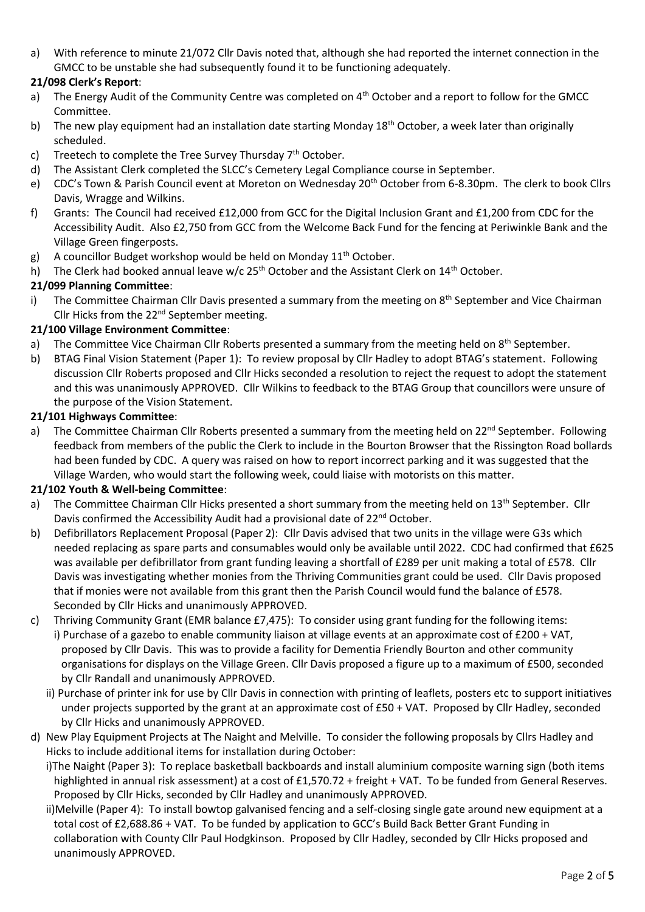a) With reference to minute 21/072 Cllr Davis noted that, although she had reported the internet connection in the GMCC to be unstable she had subsequently found it to be functioning adequately.

**21/098 Clerk's Report**:

a) The Energy Audit of the Community Centre was completed on 4th October and a report to follow for the GMCC Committee.
b) The new play equipment had an installation date starting Monday 18th October, a week later than originally scheduled.
c) Treetech to complete the Tree Survey Thursday 7th October.
d) The Assistant Clerk completed the SLCC's Cemetery Legal Compliance course in September.
e) CDC's Town & Parish Council event at Moreton on Wednesday 20th October from 6-8.30pm. The clerk to book Cllrs Davis, Wragge and Wilkins.
f) Grants: The Council had received £12,000 from GCC for the Digital Inclusion Grant and £1,200 from CDC for the Accessibility Audit. Also £2,750 from GCC from the Welcome Back Fund for the fencing at Periwinkle Bank and the Village Green fingerposts.
g) A councillor Budget workshop would be held on Monday 11th October.
h) The Clerk had booked annual leave w/c 25th October and the Assistant Clerk on 14th October.

**21/099 Planning Committee**:

i) The Committee Chairman Cllr Davis presented a summary from the meeting on 8th September and Vice Chairman Cllr Hicks from the 22nd September meeting.

**21/100 Village Environment Committee**:

a) The Committee Vice Chairman Cllr Roberts presented a summary from the meeting held on 8th September.
b) BTAG Final Vision Statement (Paper 1): To review proposal by Cllr Hadley to adopt BTAG's statement. Following discussion Cllr Roberts proposed and Cllr Hicks seconded a resolution to reject the request to adopt the statement and this was unanimously APPROVED. Cllr Wilkins to feedback to the BTAG Group that councillors were unsure of the purpose of the Vision Statement.

**21/101 Highways Committee**:

a) The Committee Chairman Cllr Roberts presented a summary from the meeting held on 22nd September. Following feedback from members of the public the Clerk to include in the Bourton Browser that the Rissington Road bollards had been funded by CDC. A query was raised on how to report incorrect parking and it was suggested that the Village Warden, who would start the following week, could liaise with motorists on this matter.

**21/102 Youth & Well-being Committee**:

a) The Committee Chairman Cllr Hicks presented a short summary from the meeting held on 13th September. Cllr Davis confirmed the Accessibility Audit had a provisional date of 22nd October.
b) Defibrillators Replacement Proposal (Paper 2): Cllr Davis advised that two units in the village were G3s which needed replacing as spare parts and consumables would only be available until 2022. CDC had confirmed that £625 was available per defibrillator from grant funding leaving a shortfall of £289 per unit making a total of £578. Cllr Davis was investigating whether monies from the Thriving Communities grant could be used. Cllr Davis proposed that if monies were not available from this grant then the Parish Council would fund the balance of £578. Seconded by Cllr Hicks and unanimously APPROVED.
c) Thriving Community Grant (EMR balance £7,475): To consider using grant funding for the following items:
   i) Purchase of a gazebo to enable community liaison at village events at an approximate cost of £200 + VAT, proposed by Cllr Davis. This was to provide a facility for Dementia Friendly Bourton and other community organisations for displays on the Village Green. Cllr Davis proposed a figure up to a maximum of £500, seconded by Cllr Randall and unanimously APPROVED.
   ii) Purchase of printer ink for use by Cllr Davis in connection with printing of leaflets, posters etc to support initiatives under projects supported by the grant at an approximate cost of £50 + VAT. Proposed by Cllr Hadley, seconded by Cllr Hicks and unanimously APPROVED.
d) New Play Equipment Projects at The Naight and Melville. To consider the following proposals by Cllrs Hadley and Hicks to include additional items for installation during October:
   i) The Naight (Paper 3): To replace basketball backboards and install aluminium composite warning sign (both items highlighted in annual risk assessment) at a cost of £1,570.72 + freight + VAT. To be funded from General Reserves. Proposed by Cllr Hicks, seconded by Cllr Hadley and unanimously APPROVED.
   ii) Melville (Paper 4): To install bowtop galvanised fencing and a self-closing single gate around new equipment at a total cost of £2,688.86 + VAT. To be funded by application to GCC's Build Back Better Grant Funding in collaboration with County Cllr Paul Hodgkinson. Proposed by Cllr Hadley, seconded by Cllr Hicks proposed and unanimously APPROVED.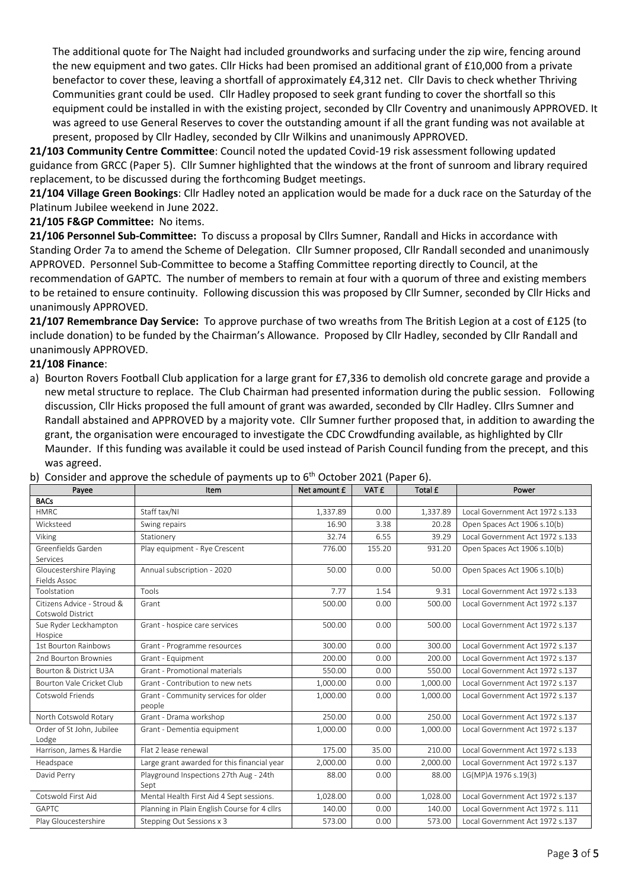The additional quote for The Naight had included groundworks and surfacing under the zip wire, fencing around the new equipment and two gates. Cllr Hicks had been promised an additional grant of £10,000 from a private benefactor to cover these, leaving a shortfall of approximately £4,312 net. Cllr Davis to check whether Thriving Communities grant could be used. Cllr Hadley proposed to seek grant funding to cover the shortfall so this equipment could be installed in with the existing project, seconded by Cllr Coventry and unanimously APPROVED. It was agreed to use General Reserves to cover the outstanding amount if all the grant funding was not available at present, proposed by Cllr Hadley, seconded by Cllr Wilkins and unanimously APPROVED.

**21/103 Community Centre Committee**: Council noted the updated Covid-19 risk assessment following updated guidance from GRCC (Paper 5). Cllr Sumner highlighted that the windows at the front of sunroom and library required replacement, to be discussed during the forthcoming Budget meetings.

**21/104 Village Green Bookings**: Cllr Hadley noted an application would be made for a duck race on the Saturday of the Platinum Jubilee weekend in June 2022.

**21/105 F&GP Committee:** No items.

**21/106 Personnel Sub-Committee:** To discuss a proposal by Cllrs Sumner, Randall and Hicks in accordance with Standing Order 7a to amend the Scheme of Delegation. Cllr Sumner proposed, Cllr Randall seconded and unanimously APPROVED. Personnel Sub-Committee to become a Staffing Committee reporting directly to Council, at the recommendation of GAPTC. The number of members to remain at four with a quorum of three and existing members to be retained to ensure continuity. Following discussion this was proposed by Cllr Sumner, seconded by Cllr Hicks and unanimously APPROVED.

**21/107 Remembrance Day Service:** To approve purchase of two wreaths from The British Legion at a cost of £125 (to include donation) to be funded by the Chairman's Allowance. Proposed by Cllr Hadley, seconded by Cllr Randall and unanimously APPROVED.

**21/108 Finance**:

a) Bourton Rovers Football Club application for a large grant for £7,336 to demolish old concrete garage and provide a new metal structure to replace. The Club Chairman had presented information during the public session. Following discussion, Cllr Hicks proposed the full amount of grant was awarded, seconded by Cllr Hadley. Cllrs Sumner and Randall abstained and APPROVED by a majority vote. Cllr Sumner further proposed that, in addition to awarding the grant, the organisation were encouraged to investigate the CDC Crowdfunding available, as highlighted by Cllr Maunder. If this funding was available it could be used instead of Parish Council funding from the precept, and this was agreed.

b) Consider and approve the schedule of payments up to 6th October 2021 (Paper 6).

| Payee | Item | Net amount £ | VAT £ | Total £ | Power |
|---|---|---|---|---|---|
| **BACs** | | | | | |
| HMRC | Staff tax/NI | 1,337.89 | 0.00 | 1,337.89 | Local Government Act 1972 s.133 |
| Wicksteed | Swing repairs | 16.90 | 3.38 | 20.28 | Open Spaces Act 1906 s.10(b) |
| Viking | Stationery | 32.74 | 6.55 | 39.29 | Local Government Act 1972 s.133 |
| Greenfields Garden Services | Play equipment - Rye Crescent | 776.00 | 155.20 | 931.20 | Open Spaces Act 1906 s.10(b) |
| Gloucestershire Playing Fields Assoc | Annual subscription - 2020 | 50.00 | 0.00 | 50.00 | Open Spaces Act 1906 s.10(b) |
| Toolstation | Tools | 7.77 | 1.54 | 9.31 | Local Government Act 1972 s.133 |
| Citizens Advice - Stroud & Cotswold District | Grant | 500.00 | 0.00 | 500.00 | Local Government Act 1972 s.137 |
| Sue Ryder Leckhampton Hospice | Grant - hospice care services | 500.00 | 0.00 | 500.00 | Local Government Act 1972 s.137 |
| 1st Bourton Rainbows | Grant - Programme resources | 300.00 | 0.00 | 300.00 | Local Government Act 1972 s.137 |
| 2nd Bourton Brownies | Grant - Equipment | 200.00 | 0.00 | 200.00 | Local Government Act 1972 s.137 |
| Bourton & District U3A | Grant - Promotional materials | 550.00 | 0.00 | 550.00 | Local Government Act 1972 s.137 |
| Bourton Vale Cricket Club | Grant - Contribution to new nets | 1,000.00 | 0.00 | 1,000.00 | Local Government Act 1972 s.137 |
| Cotswold Friends | Grant - Community services for older people | 1,000.00 | 0.00 | 1,000.00 | Local Government Act 1972 s.137 |
| North Cotswold Rotary | Grant - Drama workshop | 250.00 | 0.00 | 250.00 | Local Government Act 1972 s.137 |
| Order of St John, Jubilee Lodge | Grant - Dementia equipment | 1,000.00 | 0.00 | 1,000.00 | Local Government Act 1972 s.137 |
| Harrison, James & Hardie | Flat 2 lease renewal | 175.00 | 35.00 | 210.00 | Local Government Act 1972 s.133 |
| Headspace | Large grant awarded for this financial year | 2,000.00 | 0.00 | 2,000.00 | Local Government Act 1972 s.137 |
| David Perry | Playground Inspections 27th Aug - 24th Sept | 88.00 | 0.00 | 88.00 | LG(MP)A 1976 s.19(3) |
| Cotswold First Aid | Mental Health First Aid 4 Sept sessions. | 1,028.00 | 0.00 | 1,028.00 | Local Government Act 1972 s.137 |
| GAPTC | Planning in Plain English Course for 4 cllrs | 140.00 | 0.00 | 140.00 | Local Government Act 1972 s. 111 |
| Play Gloucestershire | Stepping Out Sessions x 3 | 573.00 | 0.00 | 573.00 | Local Government Act 1972 s.137 |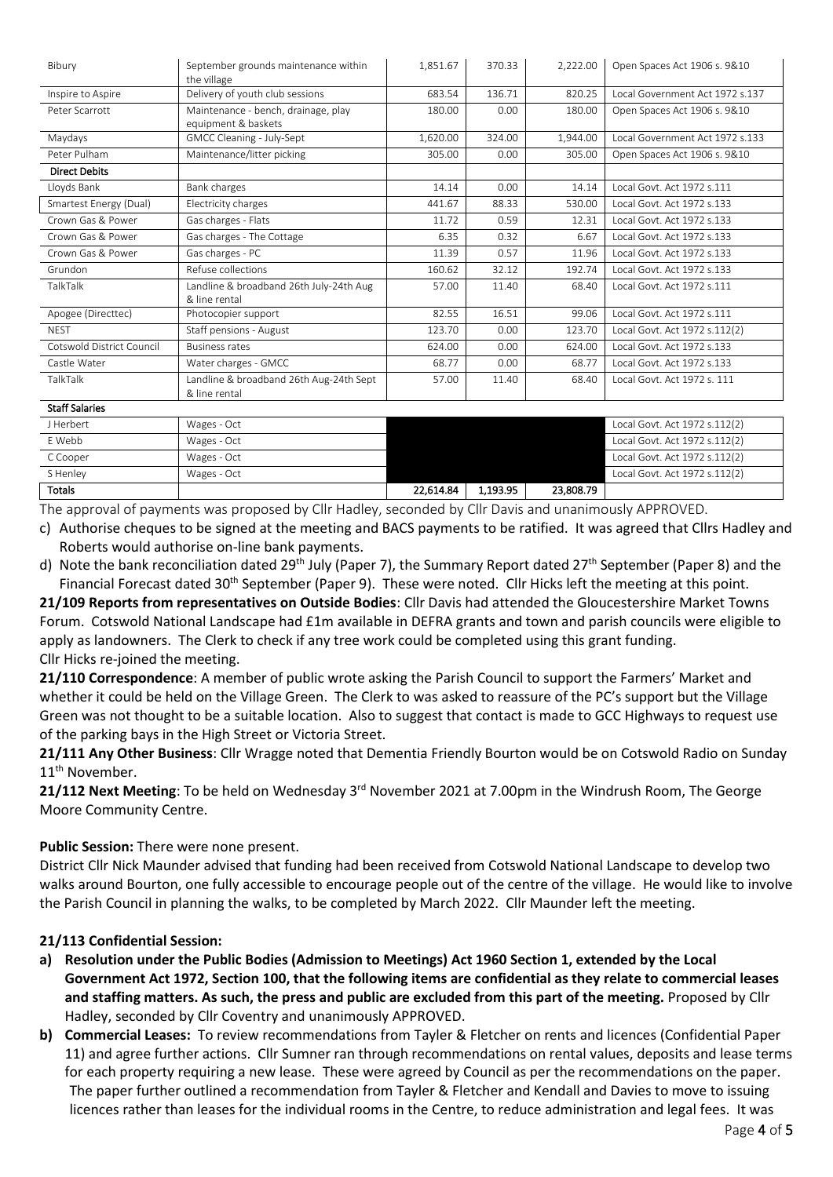| Bibury | September grounds maintenance within the village | 1,851.67 | 370.33 | 2,222.00 | Open Spaces Act 1906 s. 9&10 |
|---|---|---|---|---|---|
| Inspire to Aspire | Delivery of youth club sessions | 683.54 | 136.71 | 820.25 | Local Government Act 1972 s.137 |
| Peter Scarrott | Maintenance - bench, drainage, play equipment & baskets | 180.00 | 0.00 | 180.00 | Open Spaces Act 1906 s. 9&10 |
| Maydays | GMCC Cleaning - July-Sept | 1,620.00 | 324.00 | 1,944.00 | Local Government Act 1972 s.133 |
| Peter Pulham | Maintenance/litter picking | 305.00 | 0.00 | 305.00 | Open Spaces Act 1906 s. 9&10 |
| **Direct Debits** | | | | | |
| Lloyds Bank | Bank charges | 14.14 | 0.00 | 14.14 | Local Govt. Act 1972 s.111 |
| Smartest Energy (Dual) | Electricity charges | 441.67 | 88.33 | 530.00 | Local Govt. Act 1972 s.133 |
| Crown Gas & Power | Gas charges - Flats | 11.72 | 0.59 | 12.31 | Local Govt. Act 1972 s.133 |
| Crown Gas & Power | Gas charges - The Cottage | 6.35 | 0.32 | 6.67 | Local Govt. Act 1972 s.133 |
| Crown Gas & Power | Gas charges - PC | 11.39 | 0.57 | 11.96 | Local Govt. Act 1972 s.133 |
| Grundon | Refuse collections | 160.62 | 32.12 | 192.74 | Local Govt. Act 1972 s.133 |
| TalkTalk | Landline & broadband 26th July-24th Aug & line rental | 57.00 | 11.40 | 68.40 | Local Govt. Act 1972 s.111 |
| Apogee (Directtec) | Photocopier support | 82.55 | 16.51 | 99.06 | Local Govt. Act 1972 s.111 |
| NEST | Staff pensions - August | 123.70 | 0.00 | 123.70 | Local Govt. Act 1972 s.112(2) |
| Cotswold District Council | Business rates | 624.00 | 0.00 | 624.00 | Local Govt. Act 1972 s.133 |
| Castle Water | Water charges - GMCC | 68.77 | 0.00 | 68.77 | Local Govt. Act 1972 s.133 |
| TalkTalk | Landline & broadband 26th Aug-24th Sept & line rental | 57.00 | 11.40 | 68.40 | Local Govt. Act 1972 s. 111 |
| **Staff Salaries** | | | | | |
| J Herbert | Wages - Oct | | | | Local Govt. Act 1972 s.112(2) |
| E Webb | Wages - Oct | | | | Local Govt. Act 1972 s.112(2) |
| C Cooper | Wages - Oct | | | | Local Govt. Act 1972 s.112(2) |
| S Henley | Wages - Oct | | | | Local Govt. Act 1972 s.112(2) |
| **Totals** | | **22,614.84** | **1,193.95** | **23,808.79** | |

The approval of payments was proposed by Cllr Hadley, seconded by Cllr Davis and unanimously APPROVED.

c) Authorise cheques to be signed at the meeting and BACS payments to be ratified. It was agreed that Cllrs Hadley and Roberts would authorise on-line bank payments.

d) Note the bank reconciliation dated 29th July (Paper 7), the Summary Report dated 27th September (Paper 8) and the Financial Forecast dated 30th September (Paper 9). These were noted. Cllr Hicks left the meeting at this point.

**21/109 Reports from representatives on Outside Bodies**: Cllr Davis had attended the Gloucestershire Market Towns Forum. Cotswold National Landscape had £1m available in DEFRA grants and town and parish councils were eligible to apply as landowners. The Clerk to check if any tree work could be completed using this grant funding.
Cllr Hicks re-joined the meeting.

**21/110 Correspondence**: A member of public wrote asking the Parish Council to support the Farmers' Market and whether it could be held on the Village Green. The Clerk to was asked to reassure of the PC's support but the Village Green was not thought to be a suitable location. Also to suggest that contact is made to GCC Highways to request use of the parking bays in the High Street or Victoria Street.

**21/111 Any Other Business**: Cllr Wragge noted that Dementia Friendly Bourton would be on Cotswold Radio on Sunday 11th November.

**21/112 Next Meeting**: To be held on Wednesday 3rd November 2021 at 7.00pm in the Windrush Room, The George Moore Community Centre.

**Public Session:** There were none present.

District Cllr Nick Maunder advised that funding had been received from Cotswold National Landscape to develop two walks around Bourton, one fully accessible to encourage people out of the centre of the village. He would like to involve the Parish Council in planning the walks, to be completed by March 2022. Cllr Maunder left the meeting.

**21/113 Confidential Session:**

a) **Resolution under the Public Bodies (Admission to Meetings) Act 1960 Section 1, extended by the Local Government Act 1972, Section 100, that the following items are confidential as they relate to commercial leases and staffing matters. As such, the press and public are excluded from this part of the meeting.** Proposed by Cllr Hadley, seconded by Cllr Coventry and unanimously APPROVED.

b) **Commercial Leases:** To review recommendations from Tayler & Fletcher on rents and licences (Confidential Paper 11) and agree further actions. Cllr Sumner ran through recommendations on rental values, deposits and lease terms for each property requiring a new lease. These were agreed by Council as per the recommendations on the paper. The paper further outlined a recommendation from Tayler & Fletcher and Kendall and Davies to move to issuing licences rather than leases for the individual rooms in the Centre, to reduce administration and legal fees. It was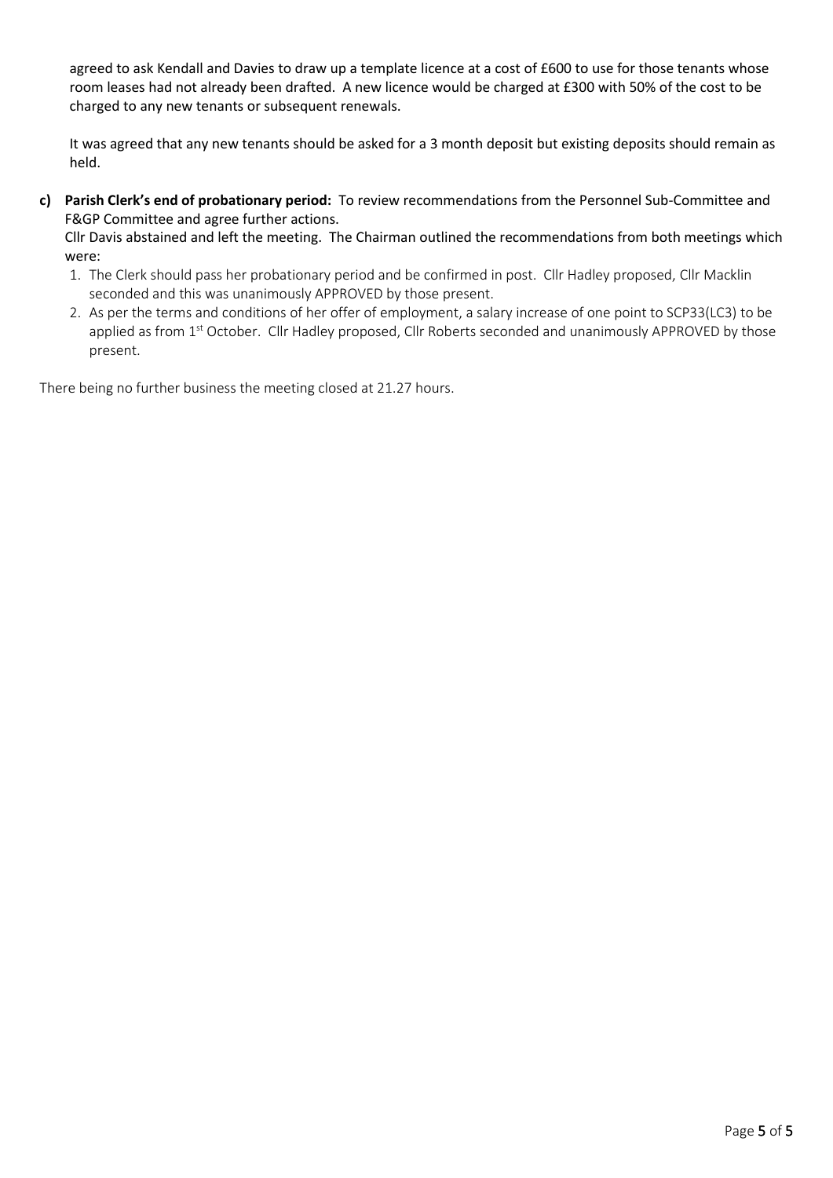agreed to ask Kendall and Davies to draw up a template licence at a cost of £600 to use for those tenants whose room leases had not already been drafted. A new licence would be charged at £300 with 50% of the cost to be charged to any new tenants or subsequent renewals.

It was agreed that any new tenants should be asked for a 3 month deposit but existing deposits should remain as held.

**c) Parish Clerk's end of probationary period:** To review recommendations from the Personnel Sub-Committee and F&GP Committee and agree further actions.

Cllr Davis abstained and left the meeting. The Chairman outlined the recommendations from both meetings which were:

1. The Clerk should pass her probationary period and be confirmed in post. Cllr Hadley proposed, Cllr Macklin seconded and this was unanimously APPROVED by those present.
2. As per the terms and conditions of her offer of employment, a salary increase of one point to SCP33(LC3) to be applied as from 1st October. Cllr Hadley proposed, Cllr Roberts seconded and unanimously APPROVED by those present.

There being no further business the meeting closed at 21.27 hours.